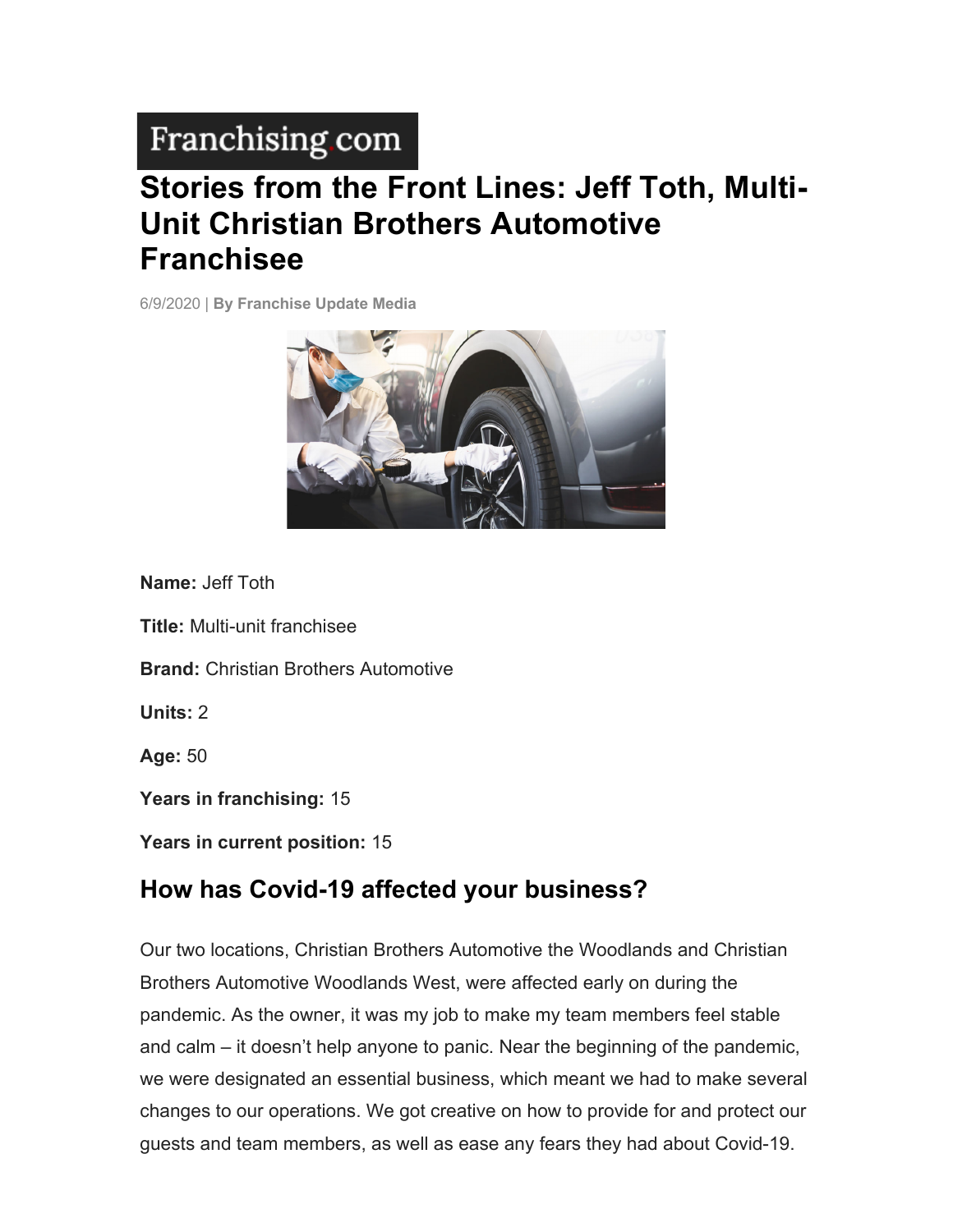Franchising.com

# Stories from the Front Lines: Jeff Toth, Multi-Unit Christian Brothers Automotive Franchisee

6/9/2020 | **By Franchise Update Media**

**Name:** Jeff Toth

**Title:** Multi-unit franchisee

**Brand:** Christian Brothers Automotive

**Units:** 2

**Age:** 50

**Years in franchising:** 15

**Years in current position:** 15

## How has Covid-19 affected your business?

Our two locations, Christian Brothers Automotive the Woodlands and Christian Brothers Automotive Woodlands West, were affected early on during the pandemic. As the owner, it was my job to make my team members feel stable and calm – it doesn't help anyone to panic. Near the beginning of the pandemic, we were designated an essential business, which meant we had to make several changes to our operations. We got creative on how to provide for and protect our guests and team members, as well as ease any fears they had about Covid-19.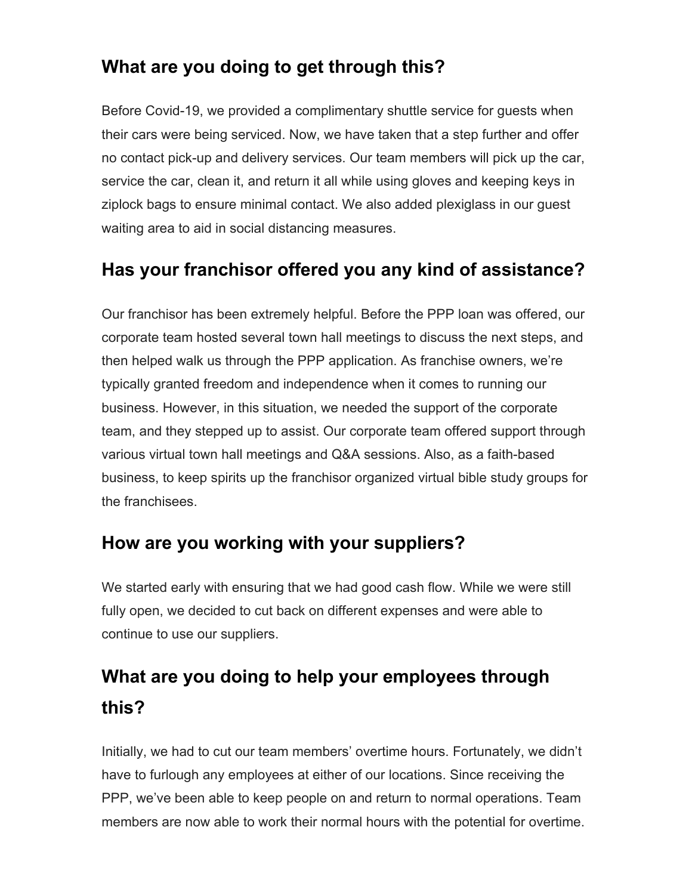## What are you doing to get through this?

Before Covid-19, we provided a complimentary shuttle service for guests when their cars were being serviced. Now, we have taken that a step further and offer no contact pick-up and delivery services. Our team members will pick up the car, service the car, clean it, and return it all while using gloves and keeping keys in ziplock bags to ensure minimal contact. We also added plexiglass in our guest waiting area to aid in social distancing measures.

## Has your franchisor offered you any kind of assistance?

Our franchisor has been extremely helpful. Before the PPP loan was offered, our corporate team hosted several town hall meetings to discuss the next steps, and then helped walk us through the PPP application. As franchise owners, we're typically granted freedom and independence when it comes to running our business. However, in this situation, we needed the support of the corporate team, and they stepped up to assist. Our corporate team offered support through various virtual town hall meetings and Q&A sessions. Also, as a faith-based business, to keep spirits up the franchisor organized virtual bible study groups for the franchisees.

## How are you working with your suppliers?

We started early with ensuring that we had good cash flow. While we were still fully open, we decided to cut back on different expenses and were able to continue to use our suppliers.

## What are you doing to help your employees through this?

Initially, we had to cut our team members' overtime hours. Fortunately, we didn't have to furlough any employees at either of our locations. Since receiving the PPP, we've been able to keep people on and return to normal operations. Team members are now able to work their normal hours with the potential for overtime.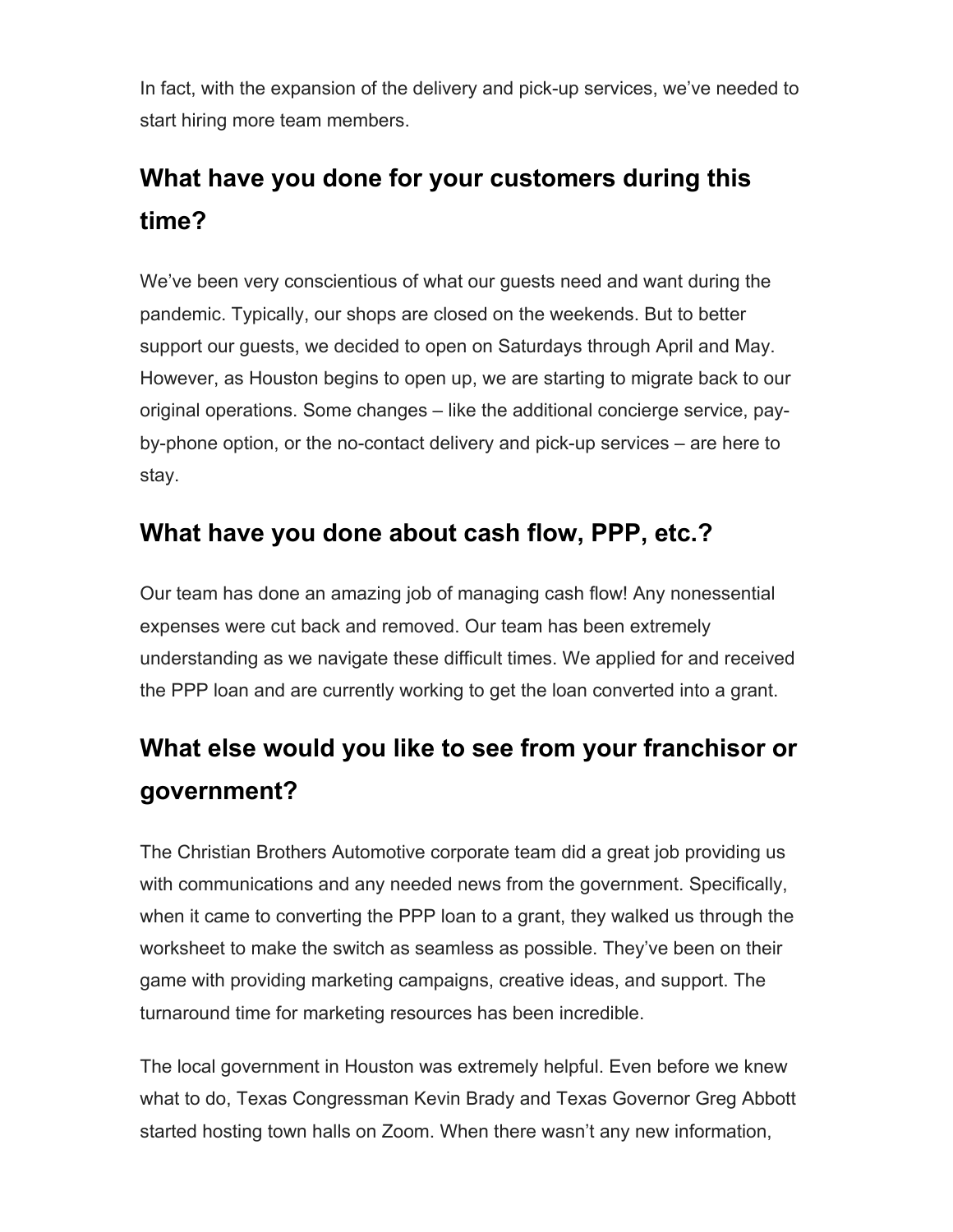In fact, with the expansion of the delivery and pick-up services, we've needed to start hiring more team members.

## What have you done for your customers during this time?

We've been very conscientious of what our guests need and want during the pandemic. Typically, our shops are closed on the weekends. But to better support our guests, we decided to open on Saturdays through April and May. However, as Houston begins to open up, we are starting to migrate back to our original operations. Some changes – like the additional concierge service, pay-by-phone option, or the no-contact delivery and pick-up services – are here to stay.

## What have you done about cash flow, PPP, etc.?

Our team has done an amazing job of managing cash flow! Any nonessential expenses were cut back and removed. Our team has been extremely understanding as we navigate these difficult times. We applied for and received the PPP loan and are currently working to get the loan converted into a grant.

## What else would you like to see from your franchisor or government?

The Christian Brothers Automotive corporate team did a great job providing us with communications and any needed news from the government. Specifically, when it came to converting the PPP loan to a grant, they walked us through the worksheet to make the switch as seamless as possible. They've been on their game with providing marketing campaigns, creative ideas, and support. The turnaround time for marketing resources has been incredible.

The local government in Houston was extremely helpful. Even before we knew what to do, Texas Congressman Kevin Brady and Texas Governor Greg Abbott started hosting town halls on Zoom. When there wasn't any new information,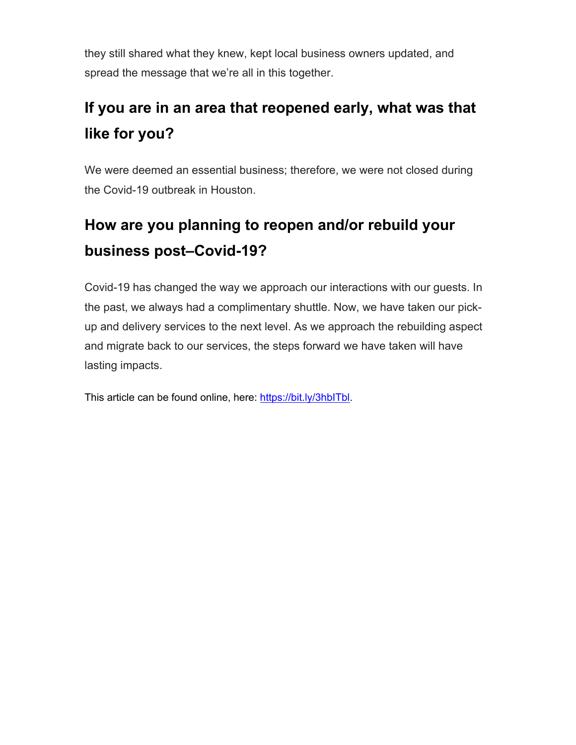they still shared what they knew, kept local business owners updated, and spread the message that we're all in this together.

## If you are in an area that reopened early, what was that like for you?

We were deemed an essential business; therefore, we were not closed during the Covid-19 outbreak in Houston.

## How are you planning to reopen and/or rebuild your business post–Covid-19?

Covid-19 has changed the way we approach our interactions with our guests. In the past, we always had a complimentary shuttle. Now, we have taken our pick-up and delivery services to the next level. As we approach the rebuilding aspect and migrate back to our services, the steps forward we have taken will have lasting impacts.

This article can be found online, here: [https://bit.ly/3hbITbl](https://bit.ly/3hbITbl).